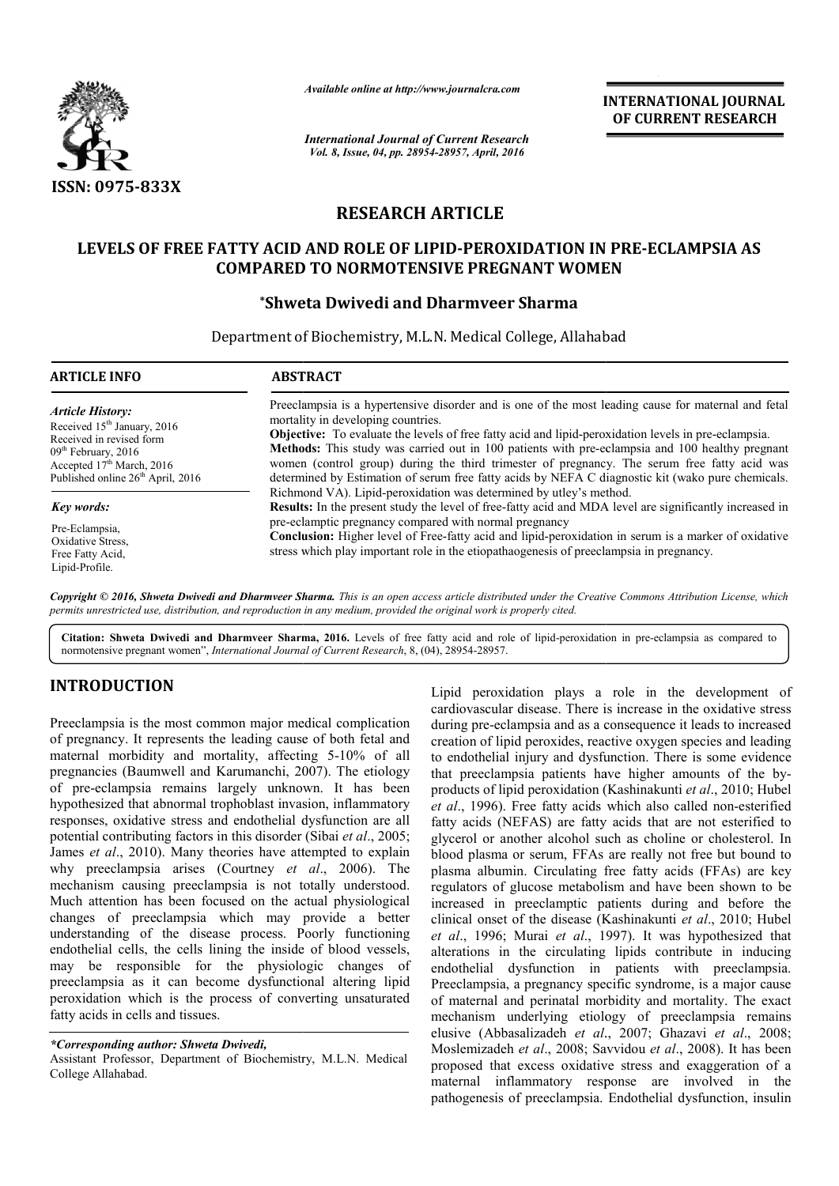# RESEARCH ARTICLE

## LEVELS OF FREE FATTY ACID AND ROLE OF LIPID-PEROXIDATION IN PRE-ECLAMPSIA AS COMPARED TO NORMOTENSIVE PREGNANT WOMEN

**\*Shweta Dwivedi and Dharmveer Sharma**

Department of Biochemistry, M.L.N. Medical College, Allahabad

**ARTICLE INFO**

*Article History:*
Received 15th January, 2016
Received in revised form 09th February, 2016
Accepted 17th March, 2016
Published online 26th April, 2016

*Key words:*
Pre-Eclampsia,
Oxidative Stress,
Free Fatty Acid,
Lipid-Profile.

**ABSTRACT**

Preeclampsia is a hypertensive disorder and is one of the most leading cause for maternal and fetal mortality in developing countries.

**Objective:** To evaluate the levels of free fatty acid and lipid-peroxidation levels in pre-eclampsia.

**Methods:** This study was carried out in 100 patients with pre-eclampsia and 100 healthy pregnant women (control group) during the third trimester of pregnancy. The serum free fatty acid was determined by Estimation of serum free fatty acids by NEFA C diagnostic kit (wako pure chemicals. Richmond VA). Lipid-peroxidation was determined by utley's method.

**Results:** In the present study the level of free-fatty acid and MDA level are significantly increased in pre-eclamptic pregnancy compared with normal pregnancy

**Conclusion:** Higher level of Free-fatty acid and lipid-peroxidation in serum is a marker of oxidative stress which play important role in the etiopathaogenesis of preeclampsia in pregnancy.

*Copyright © 2016, Shweta Dwivedi and Dharmveer Sharma. This is an open access article distributed under the Creative Commons Attribution License, which permits unrestricted use, distribution, and reproduction in any medium, provided the original work is properly cited.*

**Citation: Shweta Dwivedi and Dharmveer Sharma, 2016.** Levels of free fatty acid and role of lipid-peroxidation in pre-eclampsia as compared to normotensive pregnant women", *International Journal of Current Research*, 8, (04), 28954-28957.

## INTRODUCTION

Preeclampsia is the most common major medical complication of pregnancy. It represents the leading cause of both fetal and maternal morbidity and mortality, affecting 5-10% of all pregnancies (Baumwell and Karumanchi, 2007). The etiology of pre-eclampsia remains largely unknown. It has been hypothesized that abnormal trophoblast invasion, inflammatory responses, oxidative stress and endothelial dysfunction are all potential contributing factors in this disorder (Sibai *et al*., 2005; James *et al*., 2010). Many theories have attempted to explain why preeclampsia arises (Courtney *et al*., 2006). The mechanism causing preeclampsia is not totally understood. Much attention has been focused on the actual physiological changes of preeclampsia which may provide a better understanding of the disease process. Poorly functioning endothelial cells, the cells lining the inside of blood vessels, may be responsible for the physiologic changes of preeclampsia as it can become dysfunctional altering lipid peroxidation which is the process of converting unsaturated fatty acids in cells and tissues.

Lipid peroxidation plays a role in the development of cardiovascular disease. There is increase in the oxidative stress during pre-eclampsia and as a consequence it leads to increased creation of lipid peroxides, reactive oxygen species and leading to endothelial injury and dysfunction. There is some evidence that preeclampsia patients have higher amounts of the by-products of lipid peroxidation (Kashinakunti *et al*., 2010; Hubel *et al*., 1996). Free fatty acids which also called non-esterified fatty acids (NEFAS) are fatty acids that are not esterified to glycerol or another alcohol such as choline or cholesterol. In blood plasma or serum, FFAs are really not free but bound to plasma albumin. Circulating free fatty acids (FFAs) are key regulators of glucose metabolism and have been shown to be increased in preeclamptic patients during and before the clinical onset of the disease (Kashinakunti *et al*., 2010; Hubel *et al*., 1996; Murai *et al*., 1997). It was hypothesized that alterations in the circulating lipids contribute in inducing endothelial dysfunction in patients with preeclampsia. Preeclampsia, a pregnancy specific syndrome, is a major cause of maternal and perinatal morbidity and mortality. The exact mechanism underlying etiology of preeclampsia remains elusive (Abbasalizadeh *et al*., 2007; Ghazavi *et al*., 2008; Moslemizadeh *et al*., 2008; Savvidou *et al*., 2008). It has been proposed that excess oxidative stress and exaggeration of a maternal inflammatory response are involved in the pathogenesis of preeclampsia. Endothelial dysfunction, insulin

*\*Corresponding author: Shweta Dwivedi,*
Assistant Professor, Department of Biochemistry, M.L.N. Medical College Allahabad.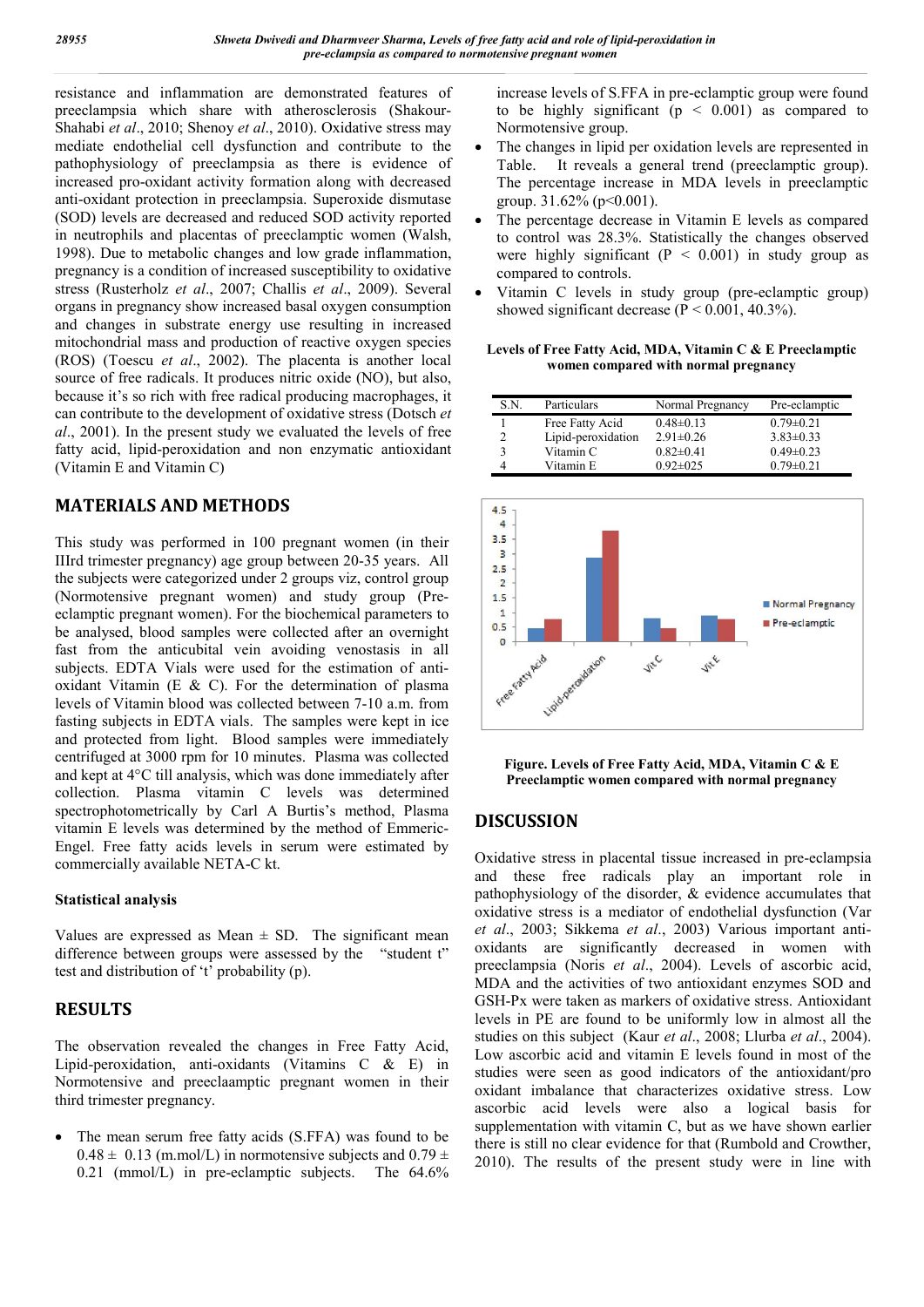resistance and inflammation are demonstrated features of preeclampsia which share with atherosclerosis (Shakour-Shahabi *et al*., 2010; Shenoy *et al*., 2010). Oxidative stress may mediate endothelial cell dysfunction and contribute to the pathophysiology of preeclampsia as there is evidence of increased pro-oxidant activity formation along with decreased anti-oxidant protection in preeclampsia. Superoxide dismutase (SOD) levels are decreased and reduced SOD activity reported in neutrophils and placentas of preeclamptic women (Walsh, 1998). Due to metabolic changes and low grade inflammation, pregnancy is a condition of increased susceptibility to oxidative stress (Rusterholz *et al*., 2007; Challis *et al*., 2009). Several organs in pregnancy show increased basal oxygen consumption and changes in substrate energy use resulting in increased mitochondrial mass and production of reactive oxygen species (ROS) (Toescu *et al*., 2002). The placenta is another local source of free radicals. It produces nitric oxide (NO), but also, because it's so rich with free radical producing macrophages, it can contribute to the development of oxidative stress (Dotsch *et al*., 2001). In the present study we evaluated the levels of free fatty acid, lipid-peroxidation and non enzymatic antioxidant (Vitamin E and Vitamin C)

## MATERIALS AND METHODS

This study was performed in 100 pregnant women (in their IIIrd trimester pregnancy) age group between 20-35 years. All the subjects were categorized under 2 groups viz, control group (Normotensive pregnant women) and study group (Pre-eclamptic pregnant women). For the biochemical parameters to be analysed, blood samples were collected after an overnight fast from the anticubital vein avoiding venostasis in all subjects. EDTA Vials were used for the estimation of anti-oxidant Vitamin (E & C). For the determination of plasma levels of Vitamin blood was collected between 7-10 a.m. from fasting subjects in EDTA vials. The samples were kept in ice and protected from light. Blood samples were immediately centrifuged at 3000 rpm for 10 minutes. Plasma was collected and kept at 4°C till analysis, which was done immediately after collection. Plasma vitamin C levels was determined spectrophotometrically by Carl A Burtis's method, Plasma vitamin E levels was determined by the method of Emmeric-Engel. Free fatty acids levels in serum were estimated by commercially available NETA-C kt.

### Statistical analysis

Values are expressed as Mean ± SD. The significant mean difference between groups were assessed by the "student t" test and distribution of 't' probability (p).

## RESULTS

The observation revealed the changes in Free Fatty Acid, Lipid-peroxidation, anti-oxidants (Vitamins C & E) in Normotensive and preeclaamptic pregnant women in their third trimester pregnancy.

- The mean serum free fatty acids (S.FFA) was found to be 0.48 ± 0.13 (m.mol/L) in normotensive subjects and 0.79 ± 0.21 (mmol/L) in pre-eclamptic subjects. The 64.6% increase levels of S.FFA in pre-eclamptic group were found to be highly significant ($p < 0.001$) as compared to Normotensive group.
- The changes in lipid per oxidation levels are represented in Table. It reveals a general trend (preeclamptic group). The percentage increase in MDA levels in preeclamptic group. 31.62% ($p<0.001$).
- The percentage decrease in Vitamin E levels as compared to control was 28.3%. Statistically the changes observed were highly significant ($P < 0.001$) in study group as compared to controls.
- Vitamin C levels in study group (pre-eclamptic group) showed significant decrease ($P < 0.001$, 40.3%).

**Levels of Free Fatty Acid, MDA, Vitamin C & E Preeclamptic women compared with normal pregnancy**

| S.N. | Particulars | Normal Pregnancy | Pre-eclamptic |
|---|---|---|---|
| 1 | Free Fatty Acid | 0.48±0.13 | 0.79±0.21 |
| 2 | Lipid-peroxidation | 2.91±0.26 | 3.83±0.33 |
| 3 | Vitamin C | 0.82±0.41 | 0.49±0.23 |
| 4 | Vitamin E | 0.92±025 | 0.79±0.21 |

**Figure. Levels of Free Fatty Acid, MDA, Vitamin C & E Preeclamptic women compared with normal pregnancy**

## DISCUSSION

Oxidative stress in placental tissue increased in pre-eclampsia and these free radicals play an important role in pathophysiology of the disorder, & evidence accumulates that oxidative stress is a mediator of endothelial dysfunction (Var *et al*., 2003; Sikkema *et al*., 2003) Various important anti-oxidants are significantly decreased in women with preeclampsia (Noris *et al*., 2004). Levels of ascorbic acid, MDA and the activities of two antioxidant enzymes SOD and GSH-Px were taken as markers of oxidative stress. Antioxidant levels in PE are found to be uniformly low in almost all the studies on this subject (Kaur *et al*., 2008; Llurba *et al*., 2004). Low ascorbic acid and vitamin E levels found in most of the studies were seen as good indicators of the antioxidant/pro oxidant imbalance that characterizes oxidative stress. Low ascorbic acid levels were also a logical basis for supplementation with vitamin C, but as we have shown earlier there is still no clear evidence for that (Rumbold and Crowther, 2010). The results of the present study were in line with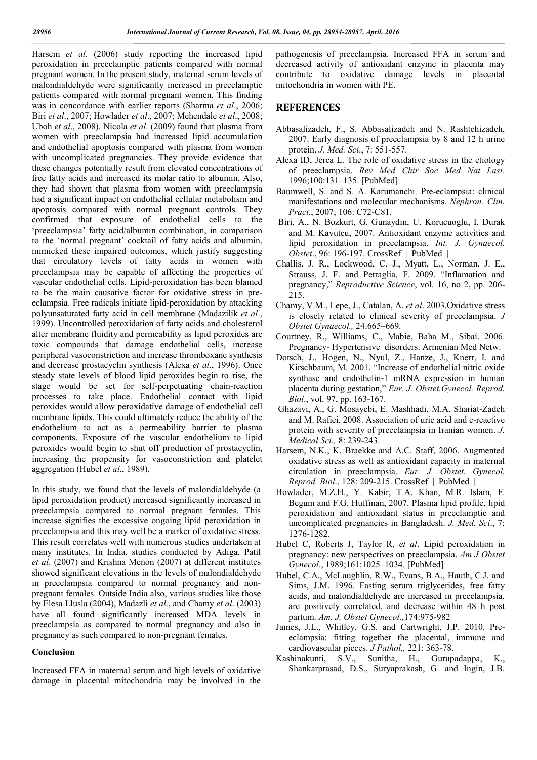Harsem *et al*. (2006) study reporting the increased lipid peroxidation in preeclamptic patients compared with normal pregnant women. In the present study, maternal serum levels of malondialdehyde were significantly increased in preeclamptic patients compared with normal pregnant women. This finding was in concordance with earlier reports (Sharma *et al*., 2006; Biri *et al*., 2007; Howlader *et al*., 2007; Mehendale *et al*., 2008; Uboh *et al*., 2008). Nicola *et al*. (2009) found that plasma from women with preeclampsia had increased lipid accumulation and endothelial apoptosis compared with plasma from women with uncomplicated pregnancies. They provide evidence that these changes potentially result from elevated concentrations of free fatty acids and increased its molar ratio to albumin. Also, they had shown that plasma from women with preeclampsia had a significant impact on endothelial cellular metabolism and apoptosis compared with normal pregnant controls. They confirmed that exposure of endothelial cells to the 'preeclampsia' fatty acid/albumin combination, in comparison to the 'normal pregnant' cocktail of fatty acids and albumin, mimicked these impaired outcomes, which justify suggesting that circulatory levels of fatty acids in women with preeclampsia may be capable of affecting the properties of vascular endothelial cells. Lipid-peroxidation has been blamed to be the main causative factor for oxidative stress in pre-eclampsia. Free radicals initiate lipid-peroxidation by attacking polyunsaturated fatty acid in cell membrane (Madazilik *et al*., 1999). Uncontrolled peroxidation of fatty acids and cholesterol alter membrane fluidity and permeability as lipid peroxides are toxic compounds that damage endothelial cells, increase peripheral vasoconstriction and increase thromboxane synthesis and decrease prostacyclin synthesis (Alexa *et al*., 1996). Once steady state levels of blood lipid peroxides begin to rise, the stage would be set for self-perpetuating chain-reaction processes to take place. Endothelial contact with lipid peroxides would allow peroxidative damage of endothelial cell membrane lipids. This could ultimately reduce the ability of the endothelium to act as a permeability barrier to plasma components. Exposure of the vascular endothelium to lipid peroxides would begin to shut off production of prostacyclin, increasing the propensity for vasoconstriction and platelet aggregation (Hubel *et al*., 1989).

In this study, we found that the levels of malondialdehyde (a lipid peroxidation product) increased significantly increased in preeclampsia compared to normal pregnant females. This increase signifies the excessive ongoing lipid peroxidation in preeclampsia and this may well be a marker of oxidative stress. This result correlates well with numerous studies undertaken at many institutes. In India, studies conducted by Adiga, Patil *et al*. (2007) and Krishna Menon (2007) at different institutes showed significant elevations in the levels of malondialdehyde in preeclampsia compared to normal pregnancy and non-pregnant females. Outside India also, various studies like those by Elesa Llusla (2004), Madazli *et al*., and Chamy *et al*. (2003) have all found significantly increased MDA levels in preeclampsia as compared to normal pregnancy and also in pregnancy as such compared to non-pregnant females.

### Conclusion

Increased FFA in maternal serum and high levels of oxidative damage in placental mitochondria may be involved in the pathogenesis of preeclampsia. Increased FFA in serum and decreased activity of antioxidant enzyme in placenta may contribute to oxidative damage levels in placental mitochondria in women with PE.

## REFERENCES

Abbasalizadeh, F., S. Abbasalizadeh and N. Rashtchizadeh, 2007. Early diagnosis of preeclampsia by 8 and 12 h urine protein. *J. Med. Sci*., 7: 551-557.

Alexa ID, Jerca L. The role of oxidative stress in the etiology of preeclampsia. *Rev Med Chir Soc Med Nat Lasi.* 1996;100:131–135. [PubMed]

Baumwell, S. and S. A. Karumanchi. Pre-eclampsia: clinical manifestations and molecular mechanisms. *Nephron. Clin. Pract*., 2007; 106: C72-C81.

Biri, A., N. Bozkurt, G. Gunaydin, U. Korucuoglu, I. Durak and M. Kavutcu, 2007. Antioxidant enzyme activities and lipid peroxidation in preeclampsia. *Int. J. Gynaecol. Obstet*., 96: 196-197. CrossRef | PubMed |

Challis, J. R., Lockwood, C. J., Myatt, L., Norman, J. E., Strauss, J. F. and Petraglia, F. 2009. "Inflamation and pregnancy," *Reproductive Science*, vol. 16, no 2, pp. 206-215.

Chamy, V.M., Lepe, J., Catalan, A. *et al*. 2003.Oxidative stress is closely related to clinical severity of preeclampsia. *J Obstet Gynaecol.,* 24:665–669.

Courtney, R., Williams, C., Mabie, Baha M., Sibai. 2006. Pregnancy- Hypertensive disorders. Armenian Med Netw.

Dotsch, J., Hogen, N., Nyul, Z., Hanze, J., Knerr, I. and Kirschbaum, M. 2001. "Increase of endothelial nitric oxide synthase and endothelin-1 mRNA expression in human placenta during gestation," *Eur. J. Obstet.Gynecol. Reprod. Biol*., vol. 97, pp. 163-167.

Ghazavi, A., G. Mosayebi, E. Mashhadi, M.A. Shariat-Zadeh and M. Rafiei, 2008. Association of uric acid and c-reactive protein with severity of preeclampsia in Iranian women. *J. Medical Sci.,* 8: 239-243.

Harsem, N.K., K. Braekke and A.C. Staff, 2006. Augmented oxidative stress as well as antioxidant capacity in maternal circulation in preeclampsia. *Eur. J. Obstet. Gynecol. Reprod. Biol*., 128: 209-215. CrossRef | PubMed |

Howlader, M.Z.H., Y. Kabir, T.A. Khan, M.R. Islam, F. Begum and F.G. Huffman, 2007. Plasma lipid profile, lipid peroxidation and antioxidant status in preeclamptic and uncomplicated pregnancies in Bangladesh. *J. Med. Sci*., 7: 1276-1282.

Hubel C, Roberts J, Taylor R, *et al*. Lipid peroxidation in pregnancy: new perspectives on preeclampsia. *Am J Obstet Gynecol*., 1989;161:1025–1034. [PubMed]

Hubel, C.A., McLaughlin, R.W., Evans, B.A., Hauth, C.J. and Sims, J.M. 1996. Fasting serum triglycerides, free fatty acids, and malondialdehyde are increased in preeclampsia, are positively correlated, and decrease within 48 h post partum. *Am. J. Obstet Gynecol.,*174:975-982

James, J.L., Whitley, G.S. and Cartwright, J.P. 2010. Pre-eclampsia: fitting together the placental, immune and cardiovascular pieces. *J Pathol.,* 221: 363-78.

Kashinakunti, S.V., Sunitha, H., Gurupadappa, K., Shankarprasad, D.S., Suryaprakash, G. and Ingin, J.B.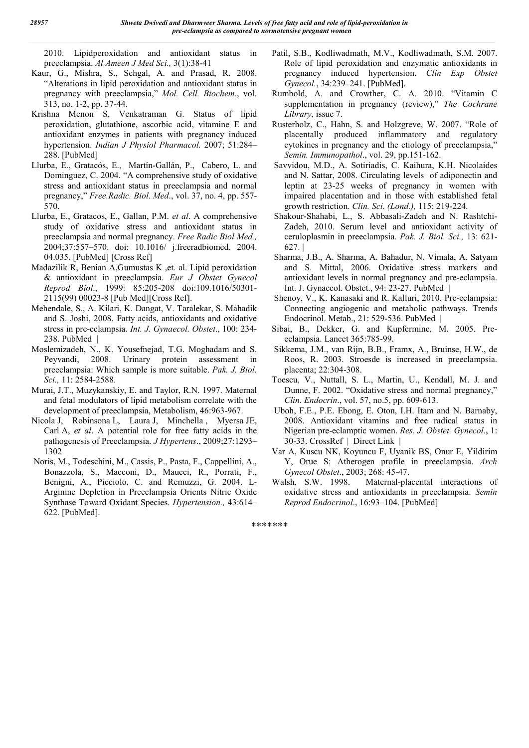2010. Lipidperoxidation and antioxidant status in preeclampsia. *Al Ameen J Med Sci.,* 3(1):38-41

Kaur, G., Mishra, S., Sehgal, A. and Prasad, R. 2008. “Alterations in lipid peroxidation and antioxidant status in pregnancy with preeclampsia,” *Mol. Cell. Biochem*., vol. 313, no. 1-2, pp. 37-44.

Krishna Menon S, Venkatraman G. Status of lipid peroxidation, glutathione, ascorbic acid, vitamine E and antioxidant enzymes in patients with pregnancy induced hypertension. *Indian J Physiol Pharmacol.* 2007; 51:284–288. [PubMed]

Llurba, E., Gratacós, E., Martín-Gallán, P., Cabero, L. and Dominguez, C. 2004. “A comprehensive study of oxidative stress and antioxidant status in preeclampsia and normal pregnancy,” *Free.Radic. Biol. Med*., vol. 37, no. 4, pp. 557-570.

Llurba, E., Gratacos, E., Gallan, P.M. *et al*. A comprehensive study of oxidative stress and antioxidant status in preeclampsia and normal pregnancy. *Free Radic Biol Med.,* 2004;37:557–570. doi: 10.1016/ j.freeradbiomed. 2004. 04.035. [PubMed] [Cross Ref]

Madazilik R, Benian A,Gumustas K ,et. al. Lipid peroxidation & antioxidant in preeclampsia. *Eur J Obstet Gynecol Reprod Biol*., 1999: 85:205-208 doi:109.1016/50301-2115(99) 00023-8 [Pub Med][Cross Ref].

Mehendale, S., A. Kilari, K. Dangat, V. Taralekar, S. Mahadik and S. Joshi, 2008. Fatty acids, antioxidants and oxidative stress in pre-eclampsia. *Int. J. Gynaecol. Obstet*., 100: 234-238. PubMed |

Moslemizadeh, N., K. Yousefnejad, T.G. Moghadam and S. Peyvandi, 2008. Urinary protein assessment in preeclampsia: Which sample is more suitable. *Pak. J. Biol. Sci.,* 11: 2584-2588.

Murai, J.T., Muzykanskiy, E. and Taylor, R.N. 1997. Maternal and fetal modulators of lipid metabolism correlate with the development of preeclampsia, Metabolism, 46:963-967.

Nicola J, Robinsona L, Laura J, Minchella , Myersa JE, Carl A, *et al*. A potential role for free fatty acids in the pathogenesis of Preeclampsia. *J Hypertens*., 2009;27:1293–1302

Noris, M., Todeschini, M., Cassis, P., Pasta, F., Cappellini, A., Bonazzola, S., Macconi, D., Maucci, R., Porrati, F., Benigni, A., Picciolo, C. and Remuzzi, G. 2004. L-Arginine Depletion in Preeclampsia Orients Nitric Oxide Synthase Toward Oxidant Species. *Hypertension.,* 43:614–622. [PubMed].

Patil, S.B., Kodliwadmath, M.V., Kodliwadmath, S.M. 2007. Role of lipid peroxidation and enzymatic antioxidants in pregnancy induced hypertension. *Clin Exp Obstet Gynecol.*, 34:239–241. [PubMed].

Rumbold, A. and Crowther, C. A. 2010. “Vitamin C supplementation in pregnancy (review),” *The Cochrane Library*, issue 7.

Rusterholz, C., Hahn, S. and Holzgreve, W. 2007. “Role of placentally produced inflammatory and regulatory cytokines in pregnancy and the etiology of preeclampsia,” *Semin. Immunopathol*., vol. 29, pp.151-162.

Savvidou, M.D., A. Sotiriadis, C. Kaihura, K.H. Nicolaides and N. Sattar, 2008. Circulating levels of adiponectin and leptin at 23-25 weeks of pregnancy in women with impaired placentation and in those with established fetal growth restriction. *Clin. Sci. (Lond.),* 115: 219-224.

Shakour-Shahabi, L., S. Abbasali-Zadeh and N. Rashtchi-Zadeh, 2010. Serum level and antioxidant activity of ceruloplasmin in preeclampsia. *Pak. J. Biol. Sci.,* 13: 621-627. |

Sharma, J.B., A. Sharma, A. Bahadur, N. Vimala, A. Satyam and S. Mittal, 2006. Oxidative stress markers and antioxidant levels in normal pregnancy and pre-eclampsia. Int. J. Gynaecol. Obstet., 94: 23-27. PubMed |

Shenoy, V., K. Kanasaki and R. Kalluri, 2010. Pre-eclampsia: Connecting angiogenic and metabolic pathways. Trends Endocrinol. Metab., 21: 529-536. PubMed |

Sibai, B., Dekker, G. and Kupferminc, M. 2005. Pre-eclampsia. Lancet 365:785-99.

Sikkema, J.M., van Rijn, B.B., Framx, A., Bruinse, H.W., de Roos, R. 2003. Stroesde is increased in preeclampsia. placenta; 22:304-308.

Toescu, V., Nuttall, S. L., Martin, U., Kendall, M. J. and Dunne, F. 2002. “Oxidative stress and normal pregnancy,” *Clin. Endocrin*., vol. 57, no.5, pp. 609-613.

Uboh, F.E., P.E. Ebong, E. Oton, I.H. Itam and N. Barnaby, 2008. Antioxidant vitamins and free radical status in Nigerian pre-eclamptic women. *Res. J. Obstet. Gynecol*., 1: 30-33. CrossRef | Direct Link |

Var A, Kuscu NK, Koyuncu F, Uyanik BS, Onur E, Yildirim Y, Orue S: Atherogen profile in preeclampsia. *Arch Gynecol Obstet*., 2003; 268: 45-47.

Walsh, S.W. 1998. Maternal-placental interactions of oxidative stress and antioxidants in preeclampsia. *Semin Reprod Endocrinol*., 16:93–104. [PubMed]

*******